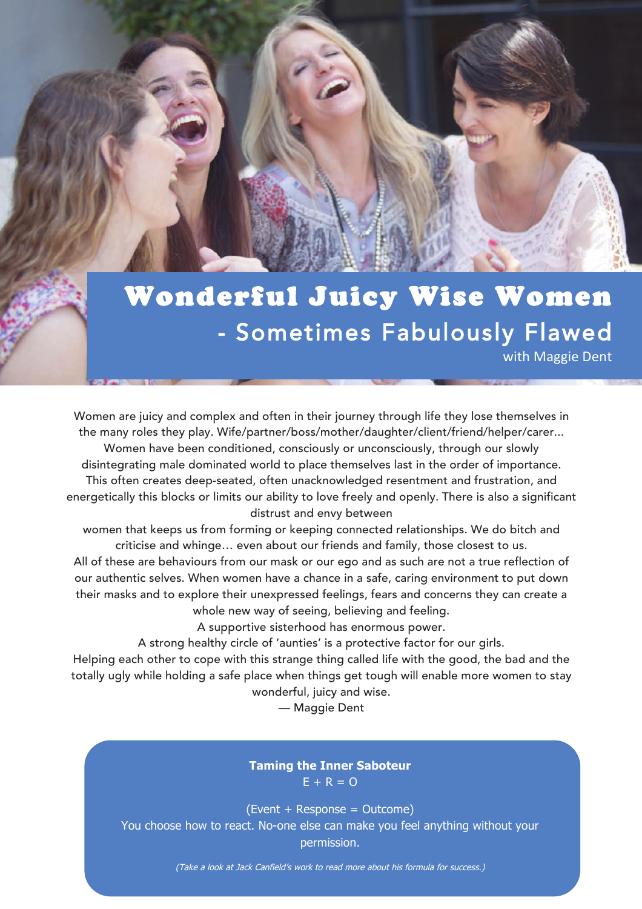# Wonderful Juicy Wise Women

## - Sometimes Fabulously Flawed

with Maggie Dent

Women are juicy and complex and often in their journey through life they lose themselves in the many roles they play. Wife/partner/boss/mother/daughter/client/friend/helper/carer... Women have been conditioned, consciously or unconsciously, through our slowly disintegrating male dominated world to place themselves last in the order of importance. This often creates deep-seated, often unacknowledged resentment and frustration, and energetically this blocks or limits our ability to love freely and openly. There is also a significant distrust and envy between women that keeps us from forming or keeping connected relationships. We do bitch and criticise and whinge… even about our friends and family, those closest to us.

All of these are behaviours from our mask or our ego and as such are not a true reflection of our authentic selves. When women have a chance in a safe, caring environment to put down their masks and to explore their unexpressed feelings, fears and concerns they can create a whole new way of seeing, believing and feeling.

A supportive sisterhood has enormous power.

A strong healthy circle of 'aunties' is a protective factor for our girls.

Helping each other to cope with this strange thing called life with the good, the bad and the totally ugly while holding a safe place when things get tough will enable more women to stay wonderful, juicy and wise.

— Maggie Dent

**Taming the Inner Saboteur**

E + R = O

(Event + Response = Outcome)

You choose how to react. No-one else can make you feel anything without your permission.

*(Take a look at Jack Canfield's work to read more about his formula for success.)*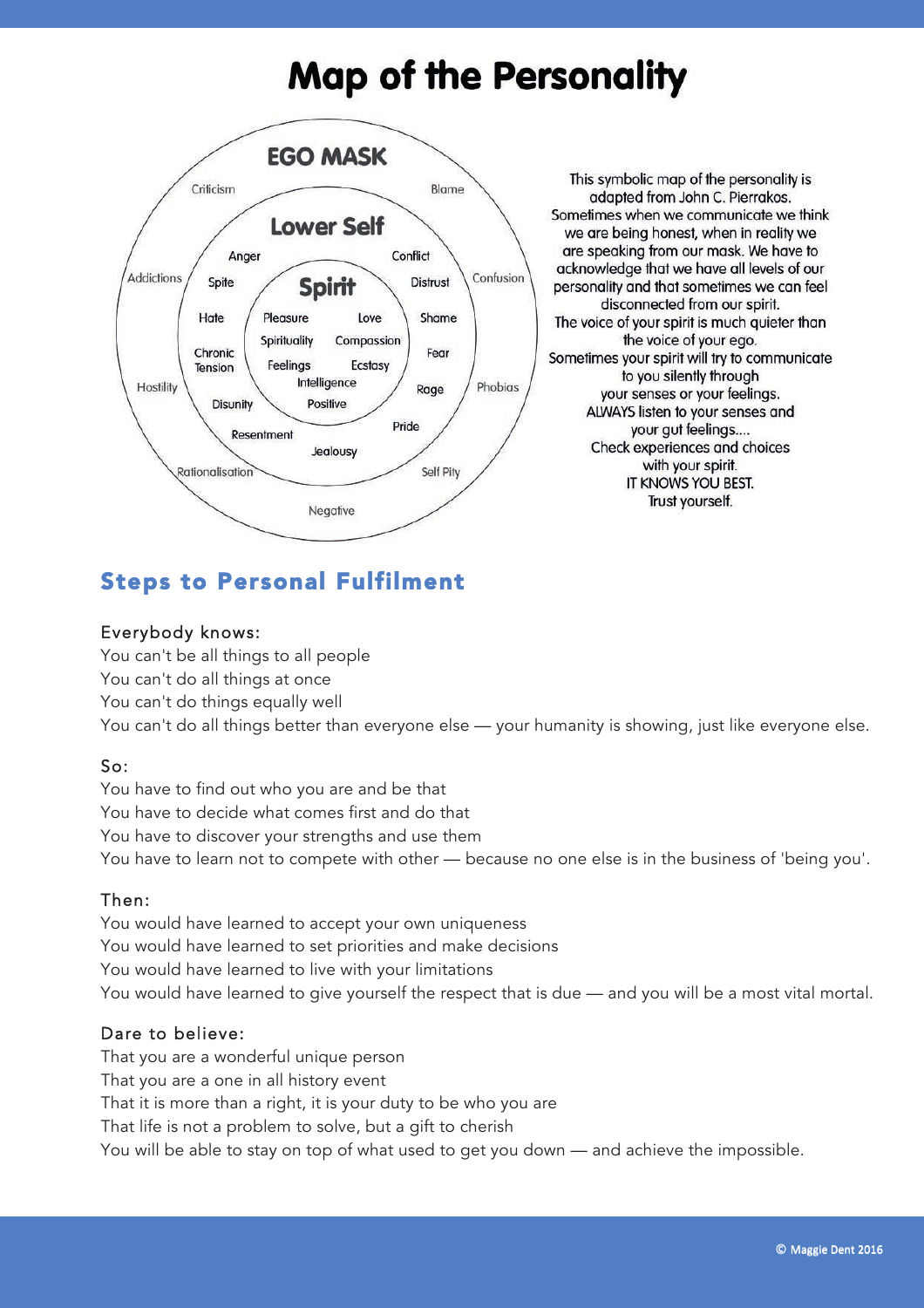# Map of the Personality

**EGO MASK**

Criticism, Blame, Addictions, Confusion, Hostility, Phobias, Rationalisation, Self Pity, Negative

**Lower Self**

Anger, Conflict, Spite, Distrust, Hate, Shame, Chronic Tension, Fear, Disunity, Rage, Resentment, Pride, Jealousy

**Spirit**

Pleasure, Love, Spirituality, Compassion, Feelings, Ecstasy, Intelligence, Positive

This symbolic map of the personality is adapted from John C. Pierrakos.
Sometimes when we communicate we think we are being honest, when in reality we are speaking from our mask. We have to acknowledge that we have all levels of our personality and that sometimes we can feel disconnected from our spirit.
The voice of your spirit is much quieter than the voice of your ego.
Sometimes your spirit will try to communicate to you silently through your senses or your feelings.
ALWAYS listen to your senses and your gut feelings....
Check experiences and choices with your spirit.
IT KNOWS YOU BEST.
Trust yourself.

## Steps to Personal Fulfilment

Everybody knows:
You can't be all things to all people
You can't do all things at once
You can't do things equally well
You can't do all things better than everyone else — your humanity is showing, just like everyone else.

So:
You have to find out who you are and be that
You have to decide what comes first and do that
You have to discover your strengths and use them
You have to learn not to compete with other — because no one else is in the business of 'being you'.

Then:
You would have learned to accept your own uniqueness
You would have learned to set priorities and make decisions
You would have learned to live with your limitations
You would have learned to give yourself the respect that is due — and you will be a most vital mortal.

Dare to believe:
That you are a wonderful unique person
That you are a one in all history event
That it is more than a right, it is your duty to be who you are
That life is not a problem to solve, but a gift to cherish
You will be able to stay on top of what used to get you down — and achieve the impossible.

© Maggie Dent 2016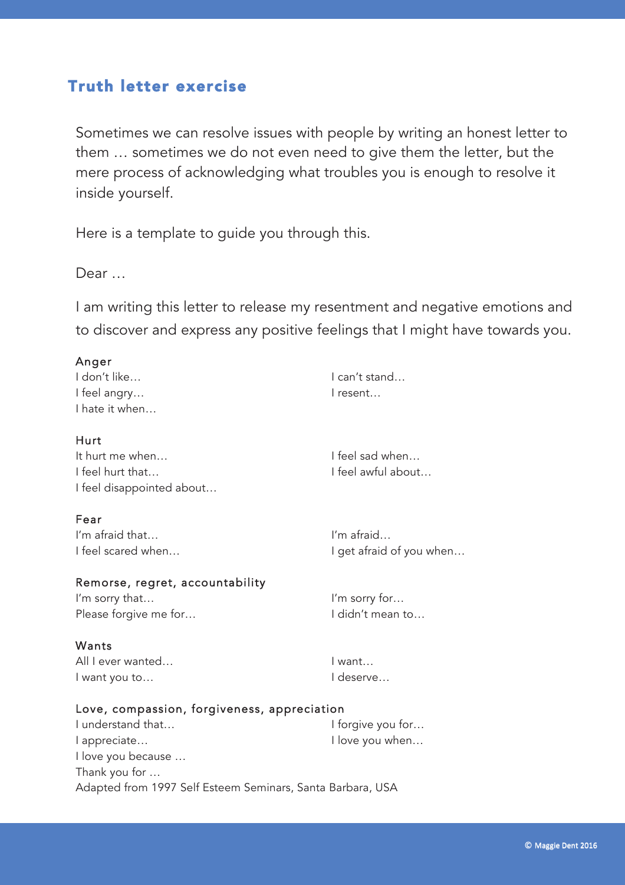## Truth letter exercise

Sometimes we can resolve issues with people by writing an honest letter to them … sometimes we do not even need to give them the letter, but the mere process of acknowledging what troubles you is enough to resolve it inside yourself.

Here is a template to guide you through this.

Dear …

I am writing this letter to release my resentment and negative emotions and to discover and express any positive feelings that I might have towards you.

### Anger

I don't like…
I feel angry…
I hate it when…
I can't stand…
I resent…

### Hurt

It hurt me when…
I feel hurt that…
I feel disappointed about…
I feel sad when…
I feel awful about…

### Fear

I'm afraid that…
I feel scared when…
I'm afraid…
I get afraid of you when…

### Remorse, regret, accountability

I'm sorry that…
Please forgive me for…
I'm sorry for…
I didn't mean to…

### Wants

All I ever wanted…
I want you to…
I want…
I deserve…

### Love, compassion, forgiveness, appreciation

I understand that…
I appreciate…
I love you because …
Thank you for …
I forgive you for…
I love you when…

Adapted from 1997 Self Esteem Seminars, Santa Barbara, USA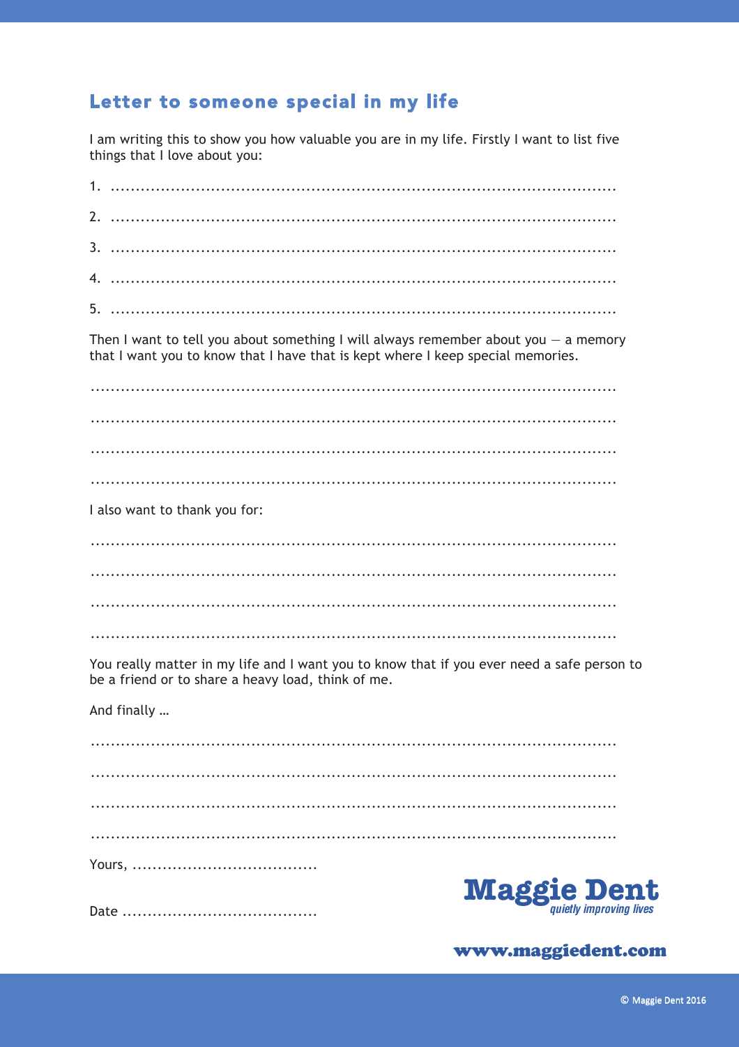## Letter to someone special in my life

I am writing this to show you how valuable you are in my life. Firstly I want to list five things that I love about you:

1. ..........................................................................................................
2. ..........................................................................................................
3. ..........................................................................................................
4. ..........................................................................................................
5. ..........................................................................................................

Then I want to tell you about something I will always remember about you — a memory that I want you to know that I have that is kept where I keep special memories.

..........................................................................................................

..........................................................................................................

..........................................................................................................

..........................................................................................................

I also want to thank you for:

..........................................................................................................

..........................................................................................................

..........................................................................................................

..........................................................................................................

You really matter in my life and I want you to know that if you ever need a safe person to be a friend or to share a heavy load, think of me.

And finally …

..........................................................................................................

..........................................................................................................

..........................................................................................................

..........................................................................................................

Yours, ......................................

Date .......................................

Maggie Dent
*quietly improving lives*

www.maggiedent.com

© Maggie Dent 2016